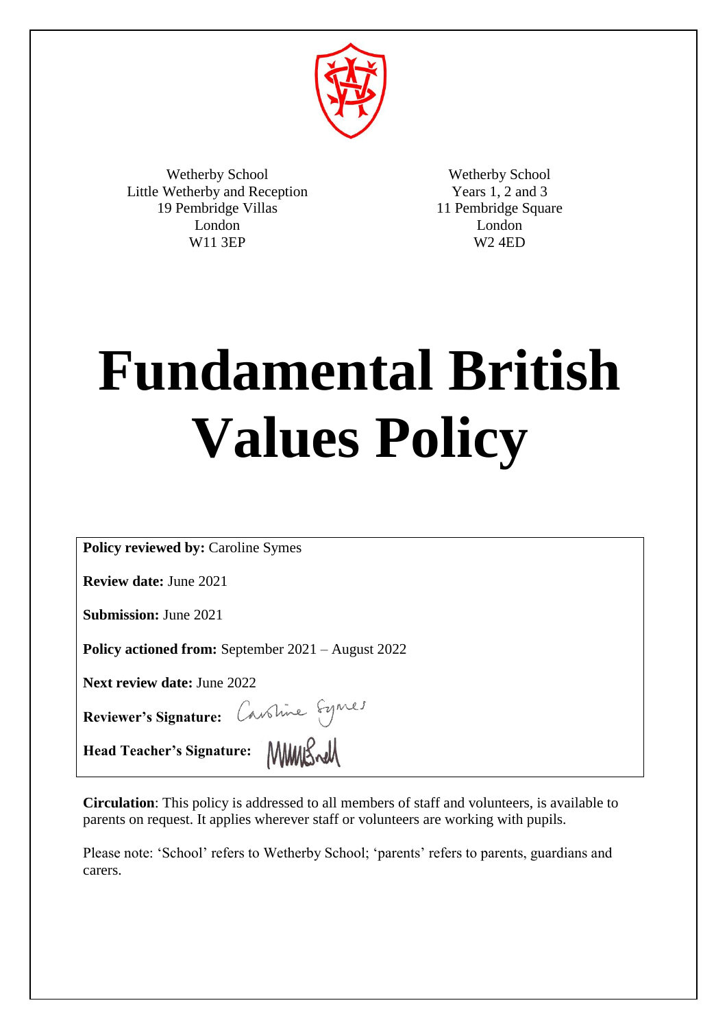Wetherby School
Little Wetherby and Reception
19 Pembridge Villas
London
W11 3EP

Wetherby School
Years 1, 2 and 3
11 Pembridge Square
London
W2 4ED

# Fundamental British Values Policy

**Policy reviewed by:** Caroline Symes

**Review date:** June 2021

**Submission:** June 2021

**Policy actioned from:** September 2021 – August 2022

**Next review date:** June 2022

**Reviewer's Signature:** Caroline Symes

**Head Teacher's Signature:**

**Circulation**: This policy is addressed to all members of staff and volunteers, is available to parents on request. It applies wherever staff or volunteers are working with pupils.

Please note: 'School' refers to Wetherby School; 'parents' refers to parents, guardians and carers.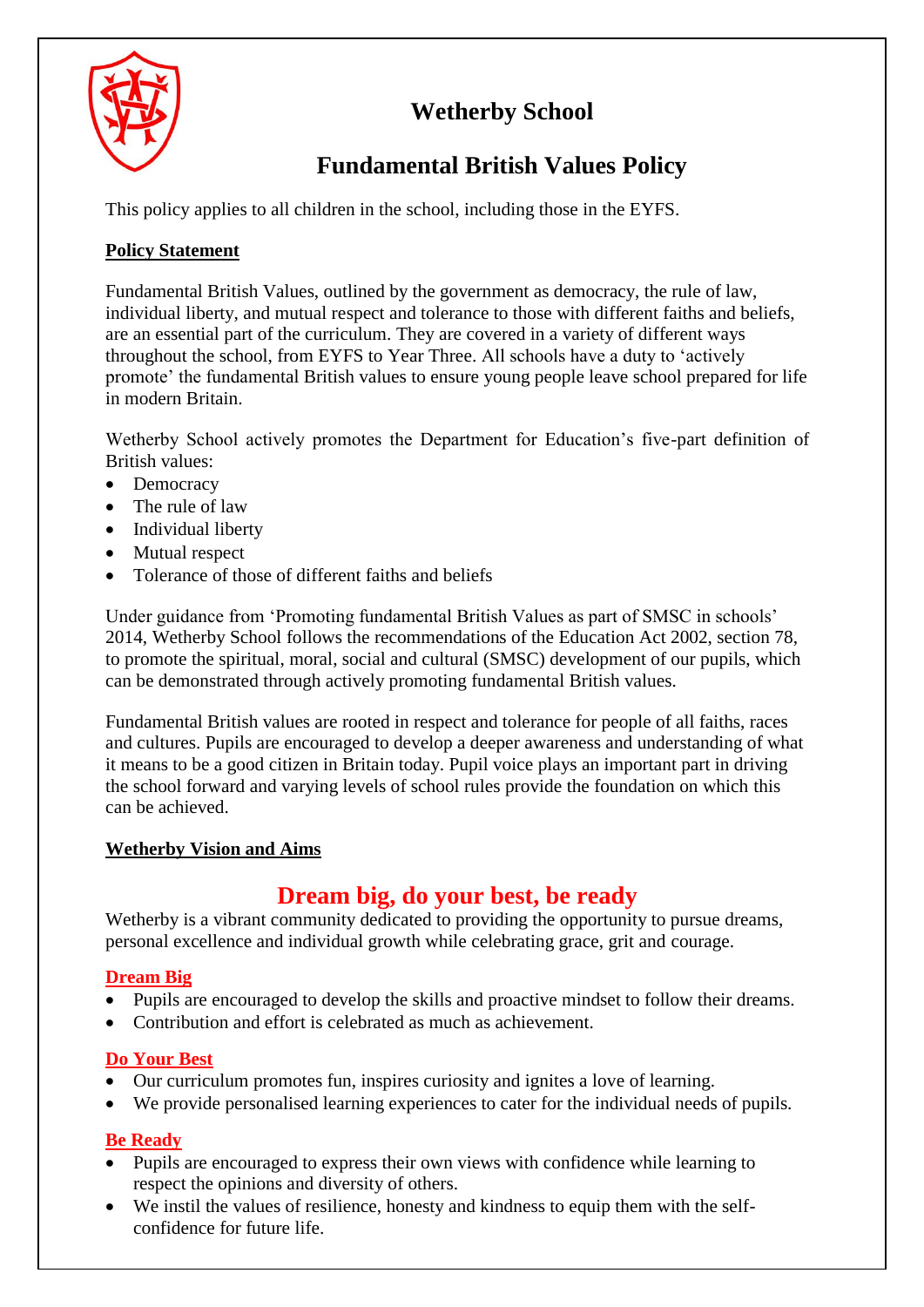# Wetherby School

## Fundamental British Values Policy

This policy applies to all children in the school, including those in the EYFS.

**Policy Statement**

Fundamental British Values, outlined by the government as democracy, the rule of law, individual liberty, and mutual respect and tolerance to those with different faiths and beliefs, are an essential part of the curriculum. They are covered in a variety of different ways throughout the school, from EYFS to Year Three. All schools have a duty to 'actively promote' the fundamental British values to ensure young people leave school prepared for life in modern Britain.

Wetherby School actively promotes the Department for Education's five-part definition of British values:

- Democracy
- The rule of law
- Individual liberty
- Mutual respect
- Tolerance of those of different faiths and beliefs

Under guidance from 'Promoting fundamental British Values as part of SMSC in schools' 2014, Wetherby School follows the recommendations of the Education Act 2002, section 78, to promote the spiritual, moral, social and cultural (SMSC) development of our pupils, which can be demonstrated through actively promoting fundamental British values.

Fundamental British values are rooted in respect and tolerance for people of all faiths, races and cultures. Pupils are encouraged to develop a deeper awareness and understanding of what it means to be a good citizen in Britain today. Pupil voice plays an important part in driving the school forward and varying levels of school rules provide the foundation on which this can be achieved.

**Wetherby Vision and Aims**

## Dream big, do your best, be ready

Wetherby is a vibrant community dedicated to providing the opportunity to pursue dreams, personal excellence and individual growth while celebrating grace, grit and courage.

**Dream Big**

- Pupils are encouraged to develop the skills and proactive mindset to follow their dreams.
- Contribution and effort is celebrated as much as achievement.

**Do Your Best**

- Our curriculum promotes fun, inspires curiosity and ignites a love of learning.
- We provide personalised learning experiences to cater for the individual needs of pupils.

**Be Ready**

- Pupils are encouraged to express their own views with confidence while learning to respect the opinions and diversity of others.
- We instil the values of resilience, honesty and kindness to equip them with the self-confidence for future life.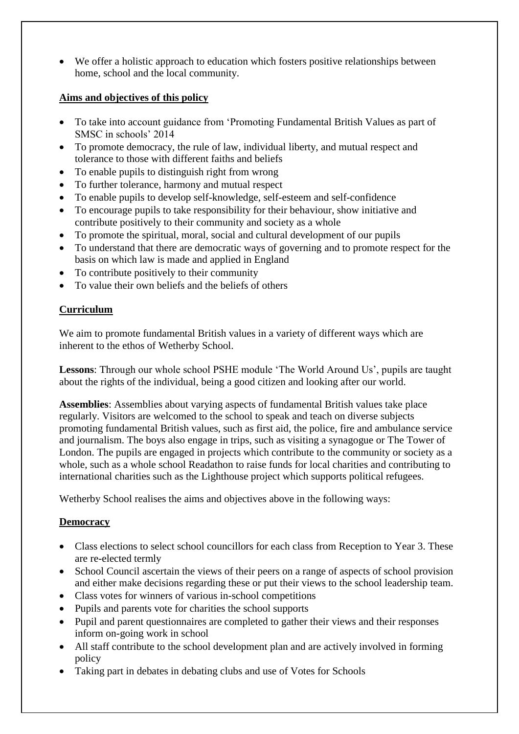- We offer a holistic approach to education which fosters positive relationships between home, school and the local community.

## Aims and objectives of this policy

- To take into account guidance from 'Promoting Fundamental British Values as part of SMSC in schools' 2014
- To promote democracy, the rule of law, individual liberty, and mutual respect and tolerance to those with different faiths and beliefs
- To enable pupils to distinguish right from wrong
- To further tolerance, harmony and mutual respect
- To enable pupils to develop self-knowledge, self-esteem and self-confidence
- To encourage pupils to take responsibility for their behaviour, show initiative and contribute positively to their community and society as a whole
- To promote the spiritual, moral, social and cultural development of our pupils
- To understand that there are democratic ways of governing and to promote respect for the basis on which law is made and applied in England
- To contribute positively to their community
- To value their own beliefs and the beliefs of others

## Curriculum

We aim to promote fundamental British values in a variety of different ways which are inherent to the ethos of Wetherby School.

**Lessons**: Through our whole school PSHE module 'The World Around Us', pupils are taught about the rights of the individual, being a good citizen and looking after our world.

**Assemblies**: Assemblies about varying aspects of fundamental British values take place regularly. Visitors are welcomed to the school to speak and teach on diverse subjects promoting fundamental British values, such as first aid, the police, fire and ambulance service and journalism. The boys also engage in trips, such as visiting a synagogue or The Tower of London. The pupils are engaged in projects which contribute to the community or society as a whole, such as a whole school Readathon to raise funds for local charities and contributing to international charities such as the Lighthouse project which supports political refugees.

Wetherby School realises the aims and objectives above in the following ways:

## Democracy

- Class elections to select school councillors for each class from Reception to Year 3. These are re-elected termly
- School Council ascertain the views of their peers on a range of aspects of school provision and either make decisions regarding these or put their views to the school leadership team.
- Class votes for winners of various in-school competitions
- Pupils and parents vote for charities the school supports
- Pupil and parent questionnaires are completed to gather their views and their responses inform on-going work in school
- All staff contribute to the school development plan and are actively involved in forming policy
- Taking part in debates in debating clubs and use of Votes for Schools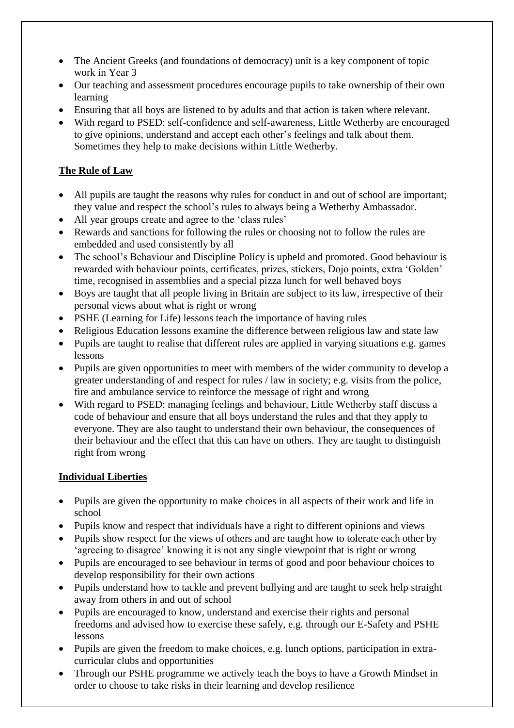- The Ancient Greeks (and foundations of democracy) unit is a key component of topic work in Year 3
- Our teaching and assessment procedures encourage pupils to take ownership of their own learning
- Ensuring that all boys are listened to by adults and that action is taken where relevant.
- With regard to PSED: self-confidence and self-awareness, Little Wetherby are encouraged to give opinions, understand and accept each other's feelings and talk about them. Sometimes they help to make decisions within Little Wetherby.

**The Rule of Law**

- All pupils are taught the reasons why rules for conduct in and out of school are important; they value and respect the school's rules to always being a Wetherby Ambassador.
- All year groups create and agree to the 'class rules'
- Rewards and sanctions for following the rules or choosing not to follow the rules are embedded and used consistently by all
- The school's Behaviour and Discipline Policy is upheld and promoted. Good behaviour is rewarded with behaviour points, certificates, prizes, stickers, Dojo points, extra 'Golden' time, recognised in assemblies and a special pizza lunch for well behaved boys
- Boys are taught that all people living in Britain are subject to its law, irrespective of their personal views about what is right or wrong
- PSHE (Learning for Life) lessons teach the importance of having rules
- Religious Education lessons examine the difference between religious law and state law
- Pupils are taught to realise that different rules are applied in varying situations e.g. games lessons
- Pupils are given opportunities to meet with members of the wider community to develop a greater understanding of and respect for rules / law in society; e.g. visits from the police, fire and ambulance service to reinforce the message of right and wrong
- With regard to PSED: managing feelings and behaviour, Little Wetherby staff discuss a code of behaviour and ensure that all boys understand the rules and that they apply to everyone. They are also taught to understand their own behaviour, the consequences of their behaviour and the effect that this can have on others. They are taught to distinguish right from wrong

**Individual Liberties**

- Pupils are given the opportunity to make choices in all aspects of their work and life in school
- Pupils know and respect that individuals have a right to different opinions and views
- Pupils show respect for the views of others and are taught how to tolerate each other by 'agreeing to disagree' knowing it is not any single viewpoint that is right or wrong
- Pupils are encouraged to see behaviour in terms of good and poor behaviour choices to develop responsibility for their own actions
- Pupils understand how to tackle and prevent bullying and are taught to seek help straight away from others in and out of school
- Pupils are encouraged to know, understand and exercise their rights and personal freedoms and advised how to exercise these safely, e.g. through our E-Safety and PSHE lessons
- Pupils are given the freedom to make choices, e.g. lunch options, participation in extra-curricular clubs and opportunities
- Through our PSHE programme we actively teach the boys to have a Growth Mindset in order to choose to take risks in their learning and develop resilience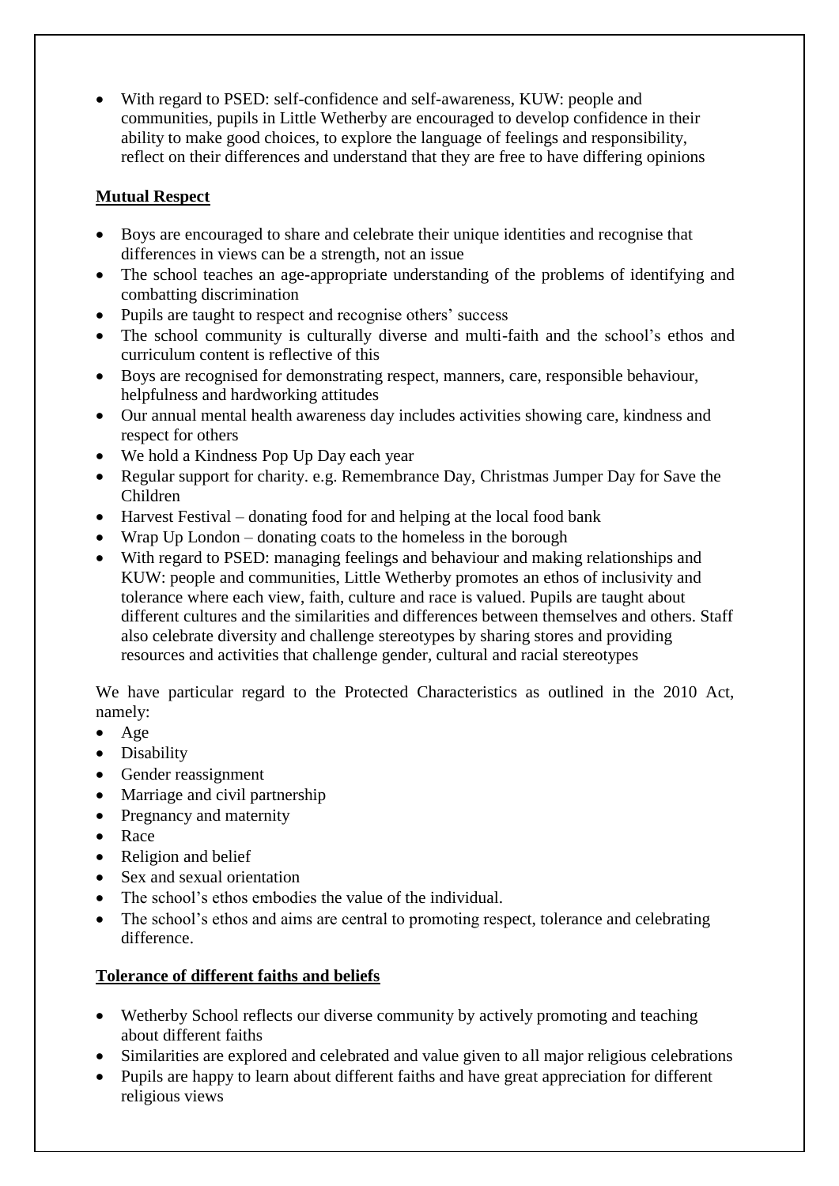- With regard to PSED: self-confidence and self-awareness, KUW: people and communities, pupils in Little Wetherby are encouraged to develop confidence in their ability to make good choices, to explore the language of feelings and responsibility, reflect on their differences and understand that they are free to have differing opinions

**Mutual Respect**

- Boys are encouraged to share and celebrate their unique identities and recognise that differences in views can be a strength, not an issue
- The school teaches an age-appropriate understanding of the problems of identifying and combatting discrimination
- Pupils are taught to respect and recognise others' success
- The school community is culturally diverse and multi-faith and the school's ethos and curriculum content is reflective of this
- Boys are recognised for demonstrating respect, manners, care, responsible behaviour, helpfulness and hardworking attitudes
- Our annual mental health awareness day includes activities showing care, kindness and respect for others
- We hold a Kindness Pop Up Day each year
- Regular support for charity. e.g. Remembrance Day, Christmas Jumper Day for Save the Children
- Harvest Festival – donating food for and helping at the local food bank
- Wrap Up London – donating coats to the homeless in the borough
- With regard to PSED: managing feelings and behaviour and making relationships and KUW: people and communities, Little Wetherby promotes an ethos of inclusivity and tolerance where each view, faith, culture and race is valued. Pupils are taught about different cultures and the similarities and differences between themselves and others. Staff also celebrate diversity and challenge stereotypes by sharing stores and providing resources and activities that challenge gender, cultural and racial stereotypes

We have particular regard to the Protected Characteristics as outlined in the 2010 Act, namely:

- Age
- Disability
- Gender reassignment
- Marriage and civil partnership
- Pregnancy and maternity
- Race
- Religion and belief
- Sex and sexual orientation
- The school's ethos embodies the value of the individual.
- The school's ethos and aims are central to promoting respect, tolerance and celebrating difference.

**Tolerance of different faiths and beliefs**

- Wetherby School reflects our diverse community by actively promoting and teaching about different faiths
- Similarities are explored and celebrated and value given to all major religious celebrations
- Pupils are happy to learn about different faiths and have great appreciation for different religious views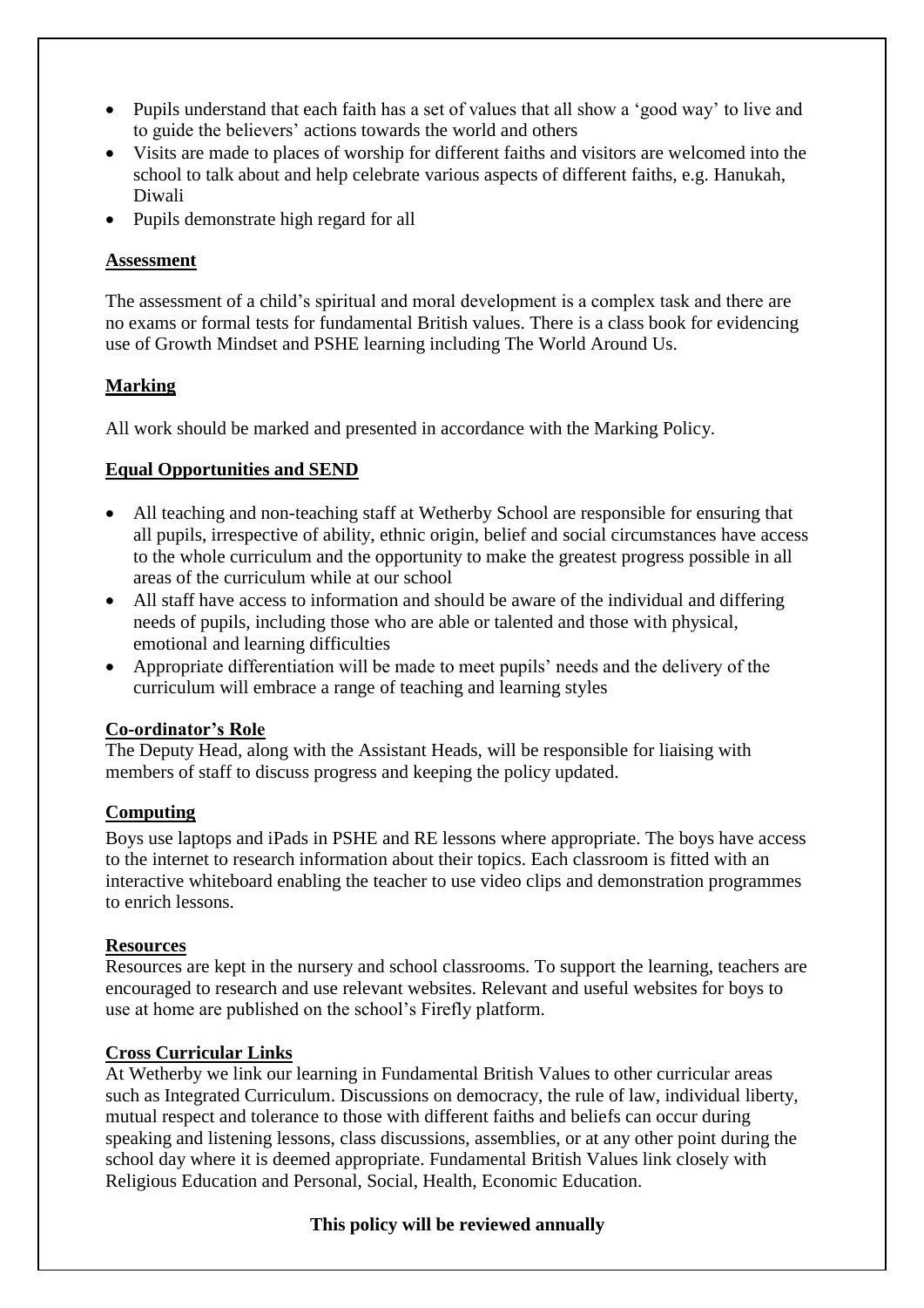- Pupils understand that each faith has a set of values that all show a 'good way' to live and to guide the believers' actions towards the world and others
- Visits are made to places of worship for different faiths and visitors are welcomed into the school to talk about and help celebrate various aspects of different faiths, e.g. Hanukah, Diwali
- Pupils demonstrate high regard for all

## Assessment

The assessment of a child's spiritual and moral development is a complex task and there are no exams or formal tests for fundamental British values. There is a class book for evidencing use of Growth Mindset and PSHE learning including The World Around Us.

## Marking

All work should be marked and presented in accordance with the Marking Policy.

## Equal Opportunities and SEND

- All teaching and non-teaching staff at Wetherby School are responsible for ensuring that all pupils, irrespective of ability, ethnic origin, belief and social circumstances have access to the whole curriculum and the opportunity to make the greatest progress possible in all areas of the curriculum while at our school
- All staff have access to information and should be aware of the individual and differing needs of pupils, including those who are able or talented and those with physical, emotional and learning difficulties
- Appropriate differentiation will be made to meet pupils' needs and the delivery of the curriculum will embrace a range of teaching and learning styles

## Co-ordinator's Role

The Deputy Head, along with the Assistant Heads, will be responsible for liaising with members of staff to discuss progress and keeping the policy updated.

## Computing

Boys use laptops and iPads in PSHE and RE lessons where appropriate. The boys have access to the internet to research information about their topics. Each classroom is fitted with an interactive whiteboard enabling the teacher to use video clips and demonstration programmes to enrich lessons.

## Resources

Resources are kept in the nursery and school classrooms. To support the learning, teachers are encouraged to research and use relevant websites. Relevant and useful websites for boys to use at home are published on the school's Firefly platform.

## Cross Curricular Links

At Wetherby we link our learning in Fundamental British Values to other curricular areas such as Integrated Curriculum. Discussions on democracy, the rule of law, individual liberty, mutual respect and tolerance to those with different faiths and beliefs can occur during speaking and listening lessons, class discussions, assemblies, or at any other point during the school day where it is deemed appropriate. Fundamental British Values link closely with Religious Education and Personal, Social, Health, Economic Education.

**This policy will be reviewed annually**